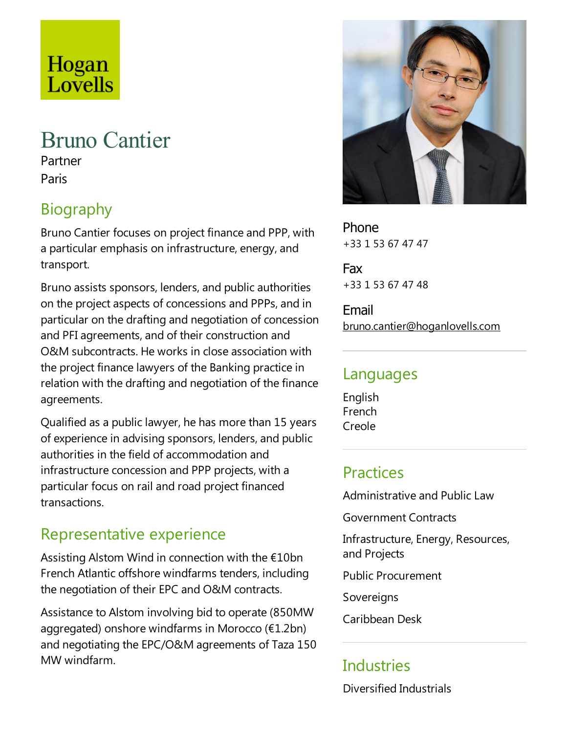Hogan Lovells

# Bruno Cantier

Partner

Paris

## Biography

Bruno Cantier focuses on project finance and PPP, with a particular emphasis on infrastructure, energy, and transport.

Bruno assists sponsors, lenders, and public authorities on the project aspects of concessions and PPPs, and in particular on the drafting and negotiation of concession and PFI agreements, and of their construction and O&M subcontracts. He works in close association with the project finance lawyers of the Banking practice in relation with the drafting and negotiation of the finance agreements.

Qualified as a public lawyer, he has more than 15 years of experience in advising sponsors, lenders, and public authorities in the field of accommodation and infrastructure concession and PPP projects, with a particular focus on rail and road project financed transactions.

## Representative experience

Assisting Alstom Wind in connection with the €10bn French Atlantic offshore windfarms tenders, including the negotiation of their EPC and O&M contracts.

Assistance to Alstom involving bid to operate (850MW aggregated) onshore windfarms in Morocco (€1.2bn) and negotiating the EPC/O&M agreements of Taza 150 MW windfarm.

**Phone**
+33 1 53 67 47 47

**Fax**
+33 1 53 67 47 48

**Email**
bruno.cantier@hoganlovells.com

## Languages

English
French
Creole

## Practices

Administrative and Public Law

Government Contracts

Infrastructure, Energy, Resources, and Projects

Public Procurement

Sovereigns

Caribbean Desk

## Industries

Diversified Industrials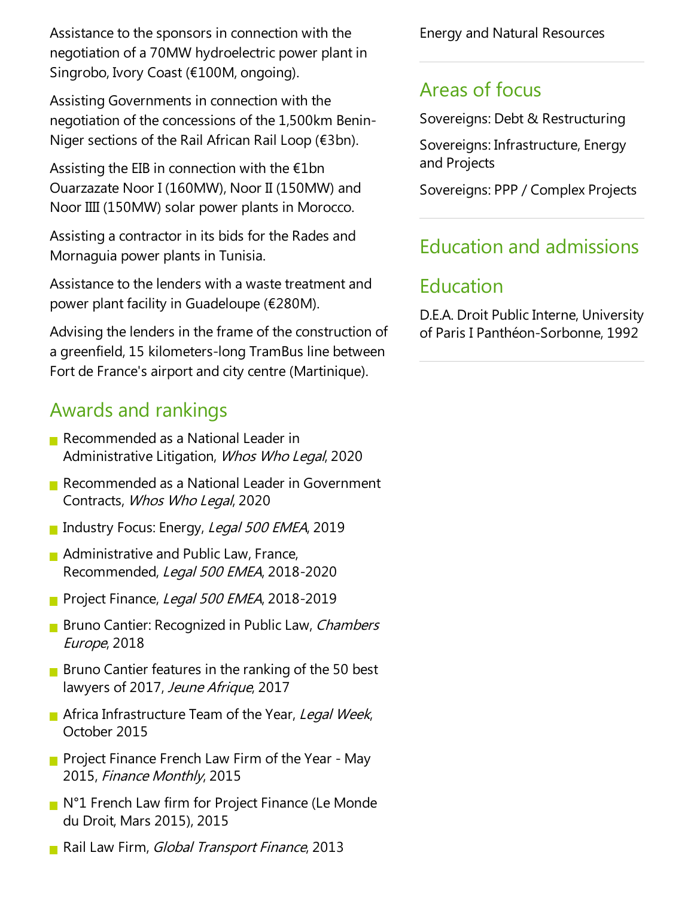Assistance to the sponsors in connection with the negotiation of a 70MW hydroelectric power plant in Singrobo, Ivory Coast (€100M, ongoing).

Assisting Governments in connection with the negotiation of the concessions of the 1,500km Benin-Niger sections of the Rail African Rail Loop (€3bn).

Assisting the EIB in connection with the €1bn Ouarzazate Noor I (160MW), Noor II (150MW) and Noor IIII (150MW) solar power plants in Morocco.

Assisting a contractor in its bids for the Rades and Mornaguia power plants in Tunisia.

Assistance to the lenders with a waste treatment and power plant facility in Guadeloupe (€280M).

Advising the lenders in the frame of the construction of a greenfield, 15 kilometers-long TramBus line between Fort de France's airport and city centre (Martinique).

## Awards and rankings

- Recommended as a National Leader in Administrative Litigation, *Whos Who Legal*, 2020
- Recommended as a National Leader in Government Contracts, *Whos Who Legal*, 2020
- Industry Focus: Energy, *Legal 500 EMEA*, 2019
- Administrative and Public Law, France, Recommended, *Legal 500 EMEA*, 2018-2020
- Project Finance, *Legal 500 EMEA*, 2018-2019
- Bruno Cantier: Recognized in Public Law, *Chambers Europe*, 2018
- Bruno Cantier features in the ranking of the 50 best lawyers of 2017, *Jeune Afrique*, 2017
- Africa Infrastructure Team of the Year, *Legal Week*, October 2015
- Project Finance French Law Firm of the Year - May 2015, *Finance Monthly*, 2015
- N°1 French Law firm for Project Finance (Le Monde du Droit, Mars 2015), 2015
- Rail Law Firm, *Global Transport Finance*, 2013

Energy and Natural Resources

## Areas of focus

Sovereigns: Debt & Restructuring

Sovereigns: Infrastructure, Energy and Projects

Sovereigns: PPP / Complex Projects

## Education and admissions

## Education

D.E.A. Droit Public Interne, University of Paris I Panthéon-Sorbonne, 1992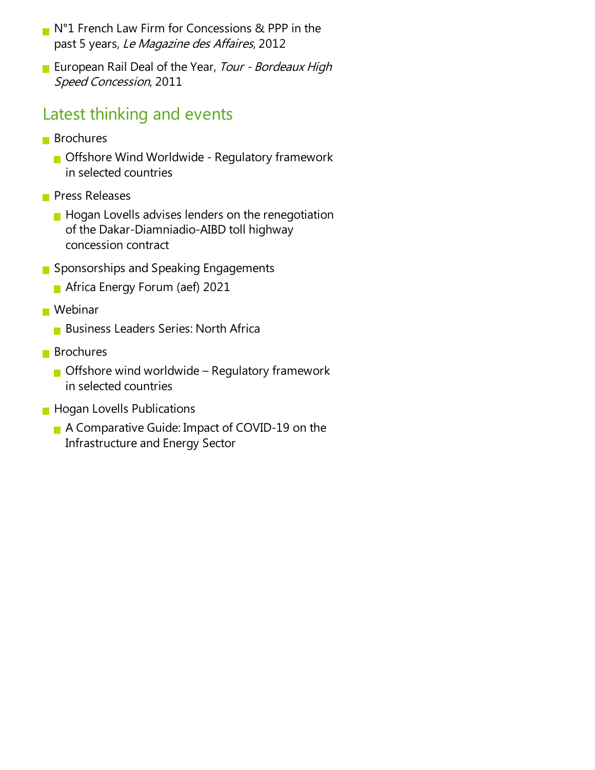- N°1 French Law Firm for Concessions & PPP in the past 5 years, *Le Magazine des Affaires*, 2012
- European Rail Deal of the Year, *Tour - Bordeaux High Speed Concession*, 2011

## Latest thinking and events

- Brochures
  - Offshore Wind Worldwide - Regulatory framework in selected countries
- Press Releases
  - Hogan Lovells advises lenders on the renegotiation of the Dakar-Diamniadio-AIBD toll highway concession contract
- Sponsorships and Speaking Engagements
  - Africa Energy Forum (aef) 2021
- Webinar
  - Business Leaders Series: North Africa
- Brochures
  - Offshore wind worldwide – Regulatory framework in selected countries
- Hogan Lovells Publications
  - A Comparative Guide: Impact of COVID-19 on the Infrastructure and Energy Sector